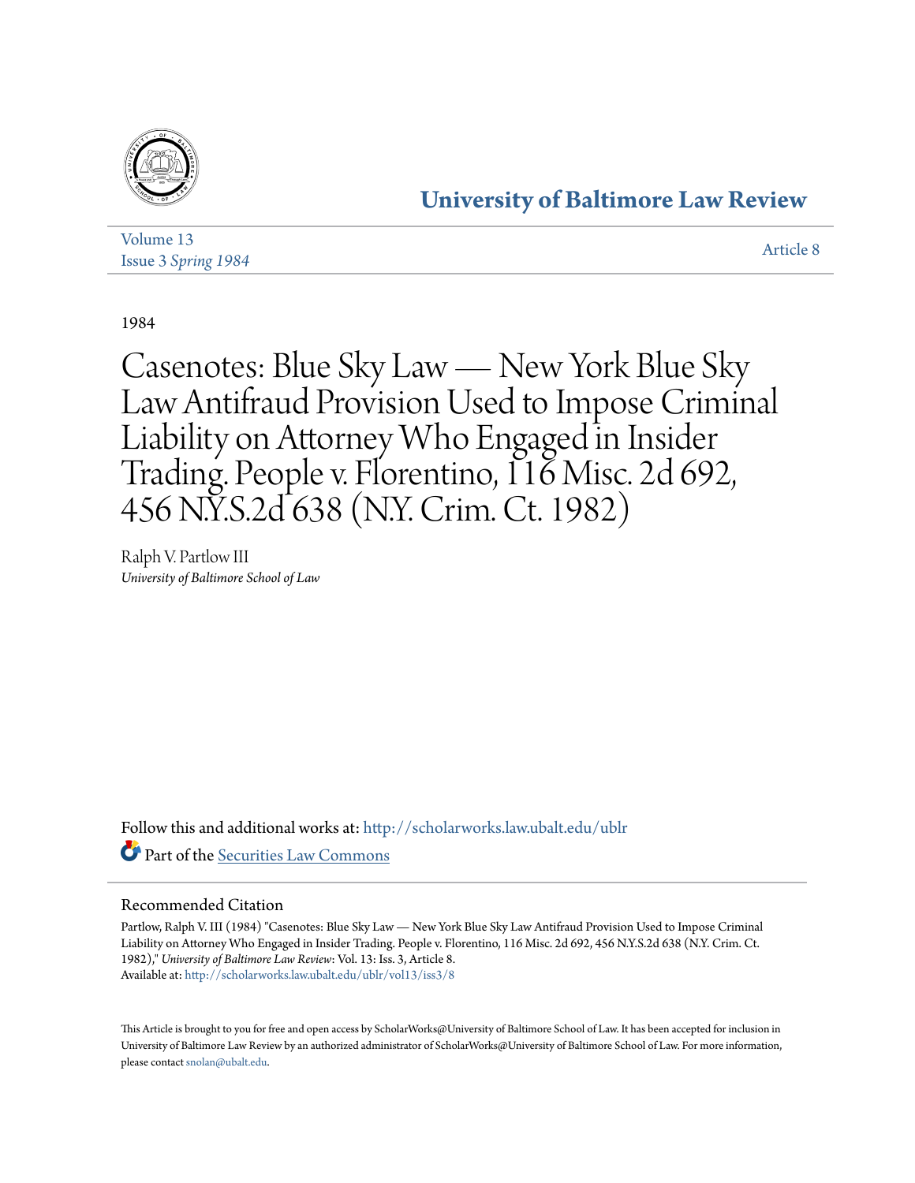# University of Baltimore Law Review

Volume 13
Issue 3 *Spring 1984*

Article 8

1984

# Casenotes: Blue Sky Law — New York Blue Sky Law Antifraud Provision Used to Impose Criminal Liability on Attorney Who Engaged in Insider Trading. People v. Florentino, 116 Misc. 2d 692, 456 N.Y.S.2d 638 (N.Y. Crim. Ct. 1982)

Ralph V. Partlow III
*University of Baltimore School of Law*

Follow this and additional works at: http://scholarworks.law.ubalt.edu/ublr

Part of the Securities Law Commons

## Recommended Citation

Partlow, Ralph V. III (1984) "Casenotes: Blue Sky Law — New York Blue Sky Law Antifraud Provision Used to Impose Criminal Liability on Attorney Who Engaged in Insider Trading. People v. Florentino, 116 Misc. 2d 692, 456 N.Y.S.2d 638 (N.Y. Crim. Ct. 1982)," *University of Baltimore Law Review*: Vol. 13: Iss. 3, Article 8.
Available at: http://scholarworks.law.ubalt.edu/ublr/vol13/iss3/8

This Article is brought to you for free and open access by ScholarWorks@University of Baltimore School of Law. It has been accepted for inclusion in University of Baltimore Law Review by an authorized administrator of ScholarWorks@University of Baltimore School of Law. For more information, please contact snolan@ubalt.edu.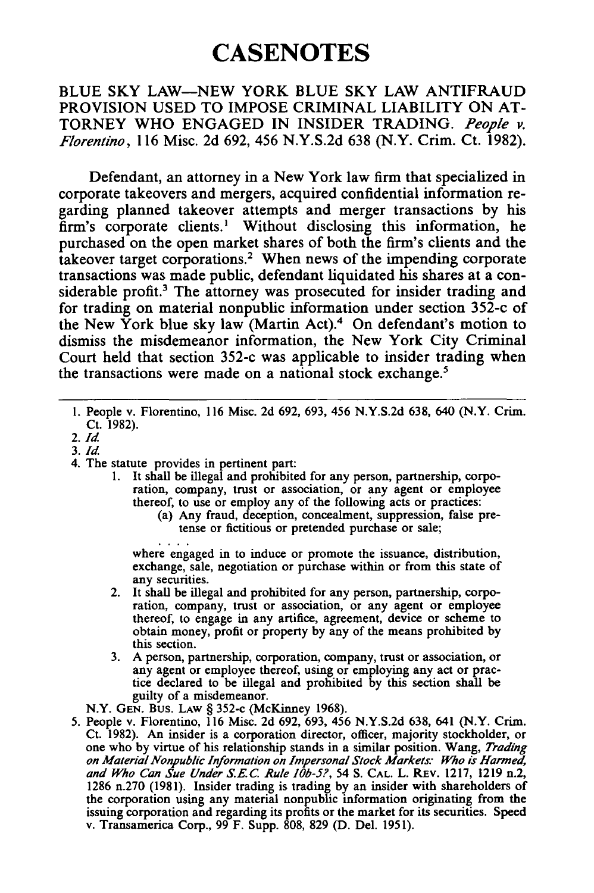# CASENOTES

BLUE SKY LAW—NEW YORK BLUE SKY LAW ANTIFRAUD PROVISION USED TO IMPOSE CRIMINAL LIABILITY ON ATTORNEY WHO ENGAGED IN INSIDER TRADING. *People v. Florentino*, 116 Misc. 2d 692, 456 N.Y.S.2d 638 (N.Y. Crim. Ct. 1982).

Defendant, an attorney in a New York law firm that specialized in corporate takeovers and mergers, acquired confidential information regarding planned takeover attempts and merger transactions by his firm's corporate clients.[1] Without disclosing this information, he purchased on the open market shares of both the firm's clients and the takeover target corporations.[2] When news of the impending corporate transactions was made public, defendant liquidated his shares at a considerable profit.[3] The attorney was prosecuted for insider trading and for trading on material nonpublic information under section 352-c of the New York blue sky law (Martin Act).[4] On defendant's motion to dismiss the misdemeanor information, the New York City Criminal Court held that section 352-c was applicable to insider trading when the transactions were made on a national stock exchange.[5]

---

1. People v. Florentino, 116 Misc. 2d 692, 693, 456 N.Y.S.2d 638, 640 (N.Y. Crim. Ct. 1982).
2. *Id.*
3. *Id.*
4. The statute provides in pertinent part:
   1. It shall be illegal and prohibited for any person, partnership, corporation, company, trust or association, or any agent or employee thereof, to use or employ any of the following acts or practices:
      (a) Any fraud, deception, concealment, suppression, false pretense or fictitious or pretended purchase or sale;

      . . . .

      where engaged in to induce or promote the issuance, distribution, exchange, sale, negotiation or purchase within or from this state of any securities.
   2. It shall be illegal and prohibited for any person, partnership, corporation, company, trust or association, or any agent or employee thereof, to engage in any artifice, agreement, device or scheme to obtain money, profit or property by any of the means prohibited by this section.
   3. A person, partnership, corporation, company, trust or association, or any agent or employee thereof, using or employing any act or practice declared to be illegal and prohibited by this section shall be guilty of a misdemeanor.

   N.Y. GEN. BUS. LAW § 352-c (McKinney 1968).
5. People v. Florentino, 116 Misc. 2d 692, 693, 456 N.Y.S.2d 638, 641 (N.Y. Crim. Ct. 1982). An insider is a corporation director, officer, majority stockholder, or one who by virtue of his relationship stands in a similar position. Wang, *Trading on Material Nonpublic Information on Impersonal Stock Markets: Who is Harmed, and Who Can Sue Under S.E.C. Rule 10b-5?*, 54 S. CAL. L. REV. 1217, 1219 n.2, 1286 n.270 (1981). Insider trading is trading by an insider with shareholders of the corporation using any material nonpublic information originating from the issuing corporation and regarding its profits or the market for its securities. Speed v. Transamerica Corp., 99 F. Supp. 808, 829 (D. Del. 1951).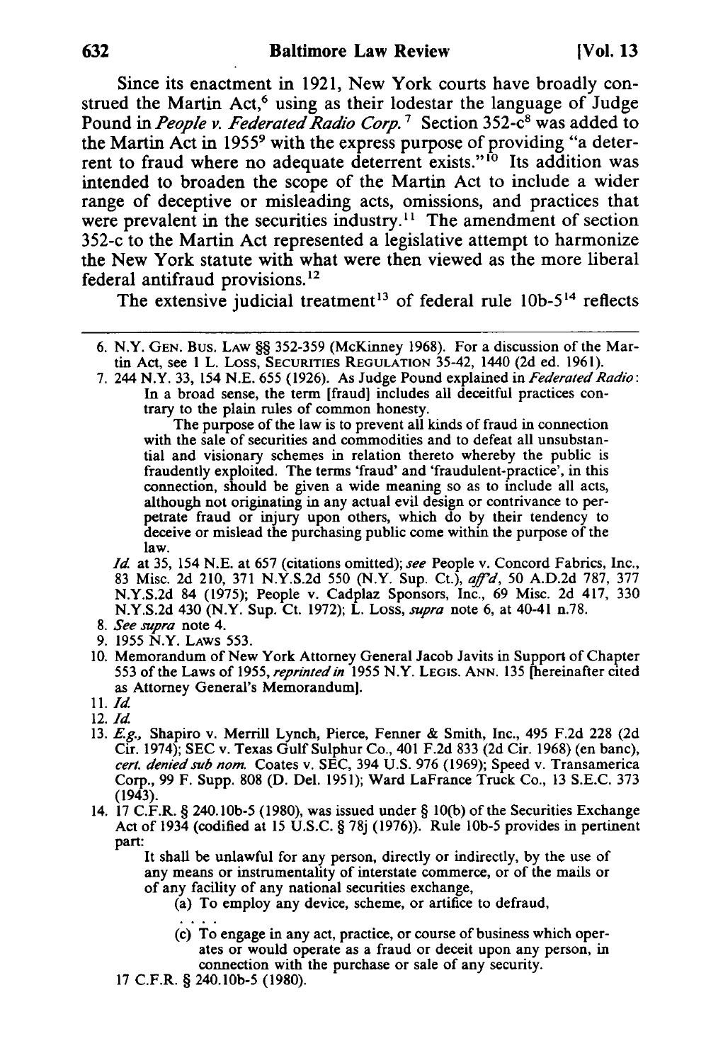Since its enactment in 1921, New York courts have broadly construed the Martin Act,[6] using as their lodestar the language of Judge Pound in *People v. Federated Radio Corp.*[7] Section 352-c[8] was added to the Martin Act in 1955[9] with the express purpose of providing "a deterrent to fraud where no adequate deterrent exists."[10] Its addition was intended to broaden the scope of the Martin Act to include a wider range of deceptive or misleading acts, omissions, and practices that were prevalent in the securities industry.[11] The amendment of section 352-c to the Martin Act represented a legislative attempt to harmonize the New York statute with what were then viewed as the more liberal federal antifraud provisions.[12]

The extensive judicial treatment[13] of federal rule 10b-5[14] reflects

---

6. N.Y. GEN. BUS. LAW §§ 352-359 (McKinney 1968). For a discussion of the Martin Act, see 1 L. LOSS, SECURITIES REGULATION 35-42, 1440 (2d ed. 1961).

7. 244 N.Y. 33, 154 N.E. 655 (1926). As Judge Pound explained in *Federated Radio*:

   > In a broad sense, the term [fraud] includes all deceitful practices contrary to the plain rules of common honesty.
   >
   > The purpose of the law is to prevent all kinds of fraud in connection with the sale of securities and commodities and to defeat all unsubstantial and visionary schemes in relation thereto whereby the public is fraudently exploited. The terms 'fraud' and 'fraudulent-practice', in this connection, should be given a wide meaning so as to include all acts, although not originating in any actual evil design or contrivance to perpetrate fraud or injury upon others, which do by their tendency to deceive or mislead the purchasing public come within the purpose of the law.

   *Id.* at 35, 154 N.E. at 657 (citations omitted); *see* People v. Concord Fabrics, Inc., 83 Misc. 2d 210, 371 N.Y.S.2d 550 (N.Y. Sup. Ct.), *aff'd*, 50 A.D.2d 787, 377 N.Y.S.2d 84 (1975); People v. Cadplaz Sponsors, Inc., 69 Misc. 2d 417, 330 N.Y.S.2d 430 (N.Y. Sup. Ct. 1972); L. Loss, *supra* note 6, at 40-41 n.78.

8. *See supra* note 4.

9. 1955 N.Y. LAWS 553.

10. Memorandum of New York Attorney General Jacob Javits in Support of Chapter 553 of the Laws of 1955, *reprinted in* 1955 N.Y. LEGIS. ANN. 135 [hereinafter cited as Attorney General's Memorandum].

11. *Id.*

12. *Id.*

13. *E.g.*, Shapiro v. Merrill Lynch, Pierce, Fenner & Smith, Inc., 495 F.2d 228 (2d Cir. 1974); SEC v. Texas Gulf Sulphur Co., 401 F.2d 833 (2d Cir. 1968) (en banc), *cert. denied sub nom.* Coates v. SEC, 394 U.S. 976 (1969); Speed v. Transamerica Corp., 99 F. Supp. 808 (D. Del. 1951); Ward LaFrance Truck Co., 13 S.E.C. 373 (1943).

14. 17 C.F.R. § 240.10b-5 (1980), was issued under § 10(b) of the Securities Exchange Act of 1934 (codified at 15 U.S.C. § 78j (1976)). Rule 10b-5 provides in pertinent part:

   > It shall be unlawful for any person, directly or indirectly, by the use of any means or instrumentality of interstate commerce, or of the mails or of any facility of any national securities exchange,
   >
   > (a) To employ any device, scheme, or artifice to defraud,
   >
   > . . . .
   >
   > (c) To engage in any act, practice, or course of business which operates or would operate as a fraud or deceit upon any person, in connection with the purchase or sale of any security.

   17 C.F.R. § 240.10b-5 (1980).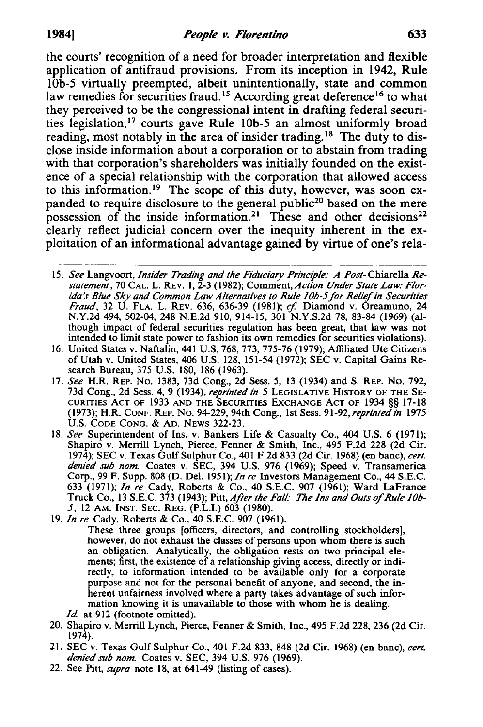the courts' recognition of a need for broader interpretation and flexible application of antifraud provisions. From its inception in 1942, Rule 10b-5 virtually preempted, albeit unintentionally, state and common law remedies for securities fraud.[15] According great deference[16] to what they perceived to be the congressional intent in drafting federal securities legislation,[17] courts gave Rule 10b-5 an almost uniformly broad reading, most notably in the area of insider trading.[18] The duty to disclose inside information about a corporation or to abstain from trading with that corporation's shareholders was initially founded on the existence of a special relationship with the corporation that allowed access to this information.[19] The scope of this duty, however, was soon expanded to require disclosure to the general public[20] based on the mere possession of the inside information.[21] These and other decisions[22] clearly reflect judicial concern over the inequity inherent in the exploitation of an informational advantage gained by virtue of one's rela-

---

15. *See* Langvoort, *Insider Trading and the Fiduciary Principle: A Post-*Chiarella *Restatement*, 70 CAL. L. REV. 1, 2-3 (1982); Comment, *Action Under State Law: Florida's Blue Sky and Common Law Alternatives to Rule 10b-5 for Relief in Securities Fraud*, 32 U. FLA. L. REV. 636, 636-39 (1981); *cf.* Diamond v. Oreamuno, 24 N.Y.2d 494, 502-04, 248 N.E.2d 910, 914-15, 301 N.Y.S.2d 78, 83-84 (1969) (although impact of federal securities regulation has been great, that law was not intended to limit state power to fashion its own remedies for securities violations).
16. United States v. Naftalin, 441 U.S. 768, 773, 775-76 (1979); Affiliated Ute Citizens of Utah v. United States, 406 U.S. 128, 151-54 (1972); SEC v. Capital Gains Research Bureau, 375 U.S. 180, 186 (1963).
17. *See* H.R. REP. NO. 1383, 73d Cong., 2d Sess. 5, 13 (1934) and S. REP. NO. 792, 73d Cong., 2d Sess. 4, 9 (1934), *reprinted in* 5 LEGISLATIVE HISTORY OF THE SECURITIES ACT OF 1933 AND THE SECURITIES EXCHANGE ACT OF 1934 §§ 17-18 (1973); H.R. CONF. REP. NO. 94-229, 94th Cong., 1st Sess. 91-92, *reprinted in* 1975 U.S. CODE CONG. & AD. NEWS 322-23.
18. *See* Superintendent of Ins. v. Bankers Life & Casualty Co., 404 U.S. 6 (1971); Shapiro v. Merrill Lynch, Pierce, Fenner & Smith, Inc., 495 F.2d 228 (2d Cir. 1974); SEC v. Texas Gulf Sulphur Co., 401 F.2d 833 (2d Cir. 1968) (en banc), *cert. denied sub nom.* Coates v. SEC, 394 U.S. 976 (1969); Speed v. Transamerica Corp., 99 F. Supp. 808 (D. Del. 1951); *In re* Investors Management Co., 44 S.E.C. 633 (1971); *In re* Cady, Roberts & Co., 40 S.E.C. 907 (1961); Ward LaFrance Truck Co., 13 S.E.C. 373 (1943); Pitt, *After the Fall: The Ins and Outs of Rule 10b-5*, 12 AM. INST. SEC. REG. (P.L.I.) 603 (1980).
19. *In re* Cady, Roberts & Co., 40 S.E.C. 907 (1961).

    These three groups [officers, directors, and controlling stockholders], however, do not exhaust the classes of persons upon whom there is such an obligation. Analytically, the obligation rests on two principal elements; first, the existence of a relationship giving access, directly or indirectly, to information intended to be available only for a corporate purpose and not for the personal benefit of anyone, and second, the inherent unfairness involved where a party takes advantage of such information knowing it is unavailable to those with whom he is dealing.

    *Id.* at 912 (footnote omitted).
20. Shapiro v. Merrill Lynch, Pierce, Fenner & Smith, Inc., 495 F.2d 228, 236 (2d Cir. 1974).
21. SEC v. Texas Gulf Sulphur Co., 401 F.2d 833, 848 (2d Cir. 1968) (en banc), *cert. denied sub nom.* Coates v. SEC, 394 U.S. 976 (1969).
22. See Pitt, *supra* note 18, at 641-49 (listing of cases).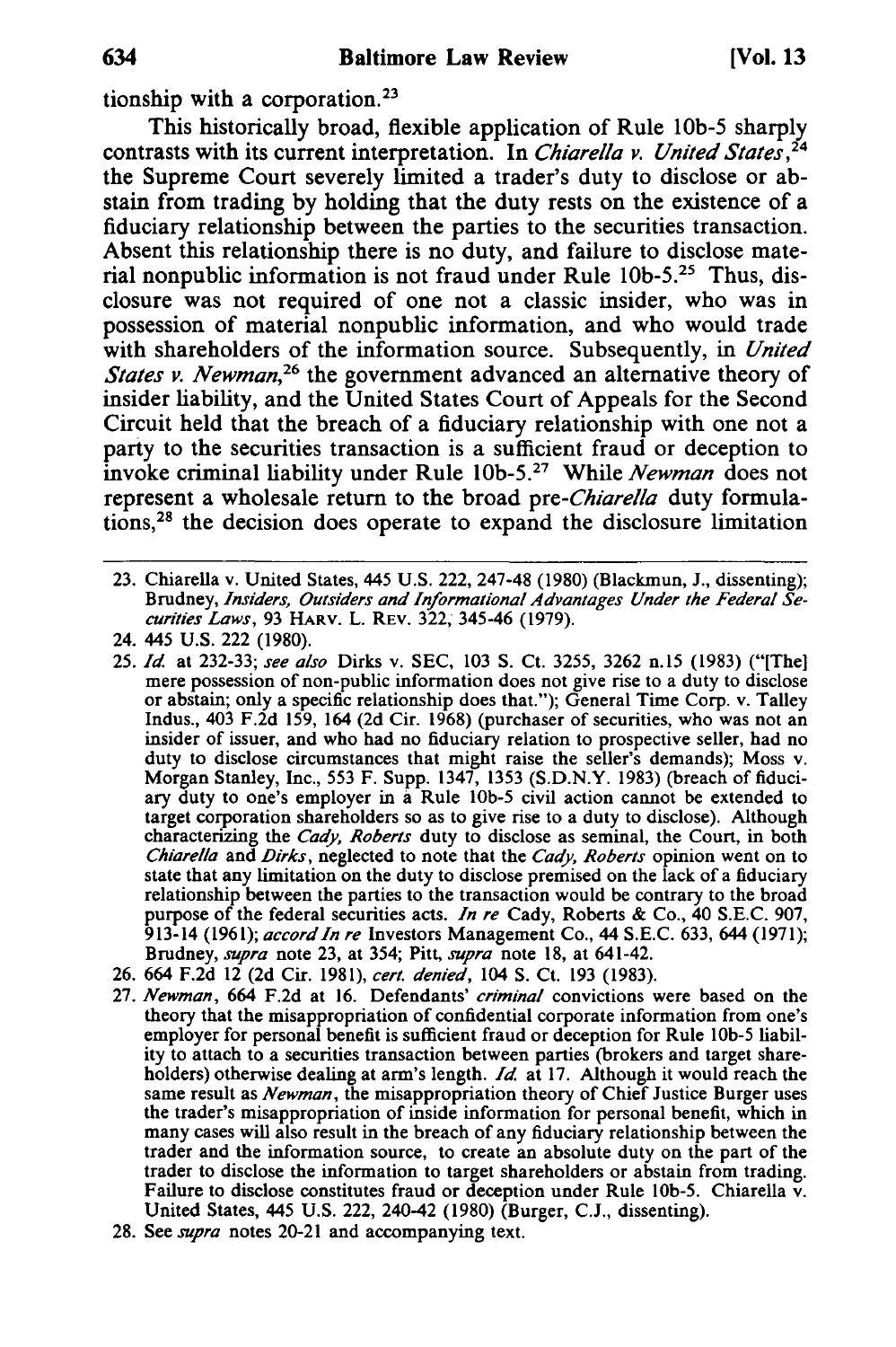tionship with a corporation.[23]

This historically broad, flexible application of Rule 10b-5 sharply contrasts with its current interpretation. In *Chiarella v. United States*,[24] the Supreme Court severely limited a trader's duty to disclose or abstain from trading by holding that the duty rests on the existence of a fiduciary relationship between the parties to the securities transaction. Absent this relationship there is no duty, and failure to disclose material nonpublic information is not fraud under Rule 10b-5.[25] Thus, disclosure was not required of one not a classic insider, who was in possession of material nonpublic information, and who would trade with shareholders of the information source. Subsequently, in *United States v. Newman*,[26] the government advanced an alternative theory of insider liability, and the United States Court of Appeals for the Second Circuit held that the breach of a fiduciary relationship with one not a party to the securities transaction is a sufficient fraud or deception to invoke criminal liability under Rule 10b-5.[27] While *Newman* does not represent a wholesale return to the broad pre-*Chiarella* duty formulations,[28] the decision does operate to expand the disclosure limitation

---

23. Chiarella v. United States, 445 U.S. 222, 247-48 (1980) (Blackmun, J., dissenting); Brudney, *Insiders, Outsiders and Informational Advantages Under the Federal Securities Laws*, 93 HARV. L. REV. 322, 345-46 (1979).

24. 445 U.S. 222 (1980).

25. *Id.* at 232-33; *see also* Dirks v. SEC, 103 S. Ct. 3255, 3262 n.15 (1983) ("[The] mere possession of non-public information does not give rise to a duty to disclose or abstain; only a specific relationship does that."); General Time Corp. v. Talley Indus., 403 F.2d 159, 164 (2d Cir. 1968) (purchaser of securities, who was not an insider of issuer, and who had no fiduciary relation to prospective seller, had no duty to disclose circumstances that might raise the seller's demands); Moss v. Morgan Stanley, Inc., 553 F. Supp. 1347, 1353 (S.D.N.Y. 1983) (breach of fiduciary duty to one's employer in a Rule 10b-5 civil action cannot be extended to target corporation shareholders so as to give rise to a duty to disclose). Although characterizing the *Cady, Roberts* duty to disclose as seminal, the Court, in both *Chiarella* and *Dirks*, neglected to note that the *Cady, Roberts* opinion went on to state that any limitation on the duty to disclose premised on the lack of a fiduciary relationship between the parties to the transaction would be contrary to the broad purpose of the federal securities acts. *In re* Cady, Roberts & Co., 40 S.E.C. 907, 913-14 (1961); *accord In re* Investors Management Co., 44 S.E.C. 633, 644 (1971); Brudney, *supra* note 23, at 354; Pitt, *supra* note 18, at 641-42.

26. 664 F.2d 12 (2d Cir. 1981), *cert. denied*, 104 S. Ct. 193 (1983).

27. *Newman*, 664 F.2d at 16. Defendants' *criminal* convictions were based on the theory that the misappropriation of confidential corporate information from one's employer for personal benefit is sufficient fraud or deception for Rule 10b-5 liability to attach to a securities transaction between parties (brokers and target shareholders) otherwise dealing at arm's length. *Id.* at 17. Although it would reach the same result as *Newman*, the misappropriation theory of Chief Justice Burger uses the trader's misappropriation of inside information for personal benefit, which in many cases will also result in the breach of any fiduciary relationship between the trader and the information source, to create an absolute duty on the part of the trader to disclose the information to target shareholders or abstain from trading. Failure to disclose constitutes fraud or deception under Rule 10b-5. Chiarella v. United States, 445 U.S. 222, 240-42 (1980) (Burger, C.J., dissenting).

28. See *supra* notes 20-21 and accompanying text.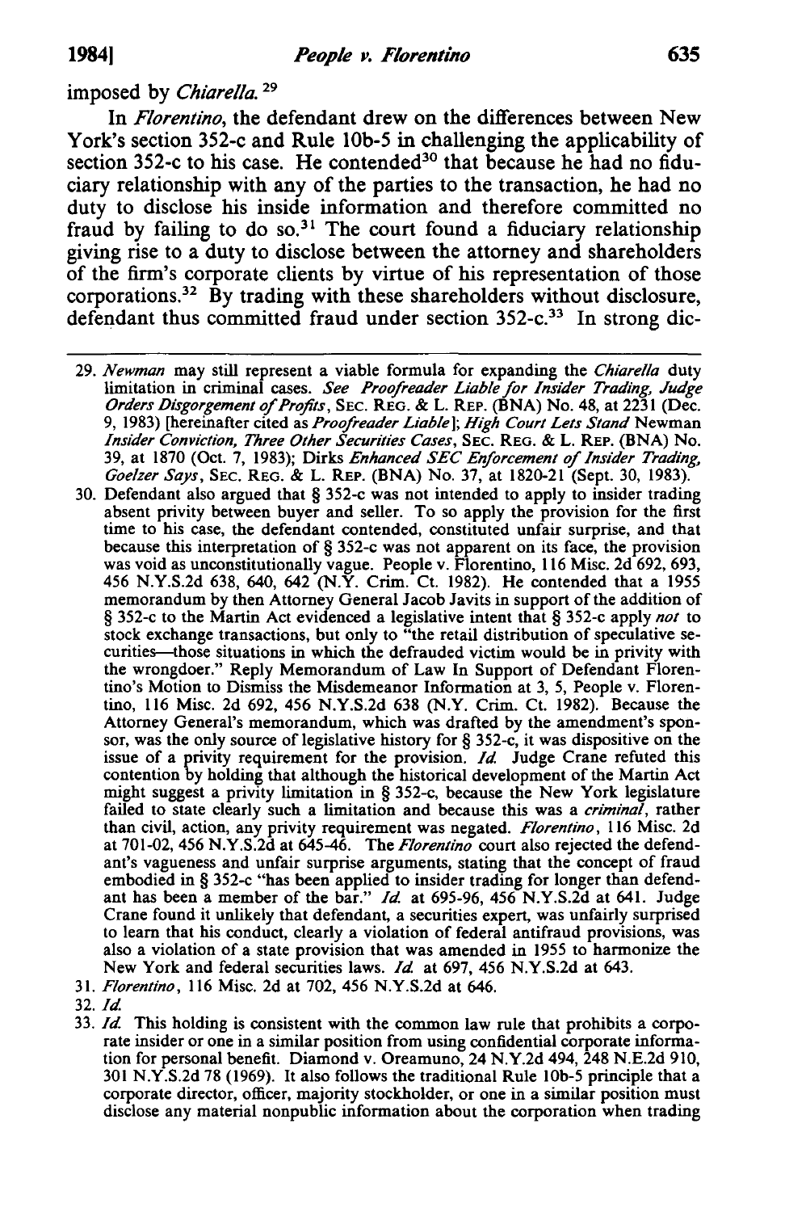imposed by *Chiarella*.[29]

In *Florentino*, the defendant drew on the differences between New York's section 352-c and Rule 10b-5 in challenging the applicability of section 352-c to his case. He contended[30] that because he had no fiduciary relationship with any of the parties to the transaction, he had no duty to disclose his inside information and therefore committed no fraud by failing to do so.[31] The court found a fiduciary relationship giving rise to a duty to disclose between the attorney and shareholders of the firm's corporate clients by virtue of his representation of those corporations.[32] By trading with these shareholders without disclosure, defendant thus committed fraud under section 352-c.[33] In strong dic-

---

29. *Newman* may still represent a viable formula for expanding the *Chiarella* duty limitation in criminal cases. *See Proofreader Liable for Insider Trading, Judge Orders Disgorgement of Profits*, SEC. REG. & L. REP. (BNA) No. 48, at 2231 (Dec. 9, 1983) [hereinafter cited as *Proofreader Liable*]; *High Court Lets Stand* Newman *Insider Conviction, Three Other Securities Cases*, SEC. REG. & L. REP. (BNA) No. 39, at 1870 (Oct. 7, 1983); Dirks *Enhanced SEC Enforcement of Insider Trading, Goelzer Says*, SEC. REG. & L. REP. (BNA) No. 37, at 1820-21 (Sept. 30, 1983).

30. Defendant also argued that § 352-c was not intended to apply to insider trading absent privity between buyer and seller. To so apply the provision for the first time to his case, the defendant contended, constituted unfair surprise, and that because this interpretation of § 352-c was not apparent on its face, the provision was void as unconstitutionally vague. People v. Florentino, 116 Misc. 2d 692, 693, 456 N.Y.S.2d 638, 640, 642 (N.Y. Crim. Ct. 1982). He contended that a 1955 memorandum by then Attorney General Jacob Javits in support of the addition of § 352-c to the Martin Act evidenced a legislative intent that § 352-c apply *not* to stock exchange transactions, but only to "the retail distribution of speculative securities—those situations in which the defrauded victim would be in privity with the wrongdoer." Reply Memorandum of Law In Support of Defendant Florentino's Motion to Dismiss the Misdemeanor Information at 3, 5, People v. Florentino, 116 Misc. 2d 692, 456 N.Y.S.2d 638 (N.Y. Crim. Ct. 1982). Because the Attorney General's memorandum, which was drafted by the amendment's sponsor, was the only source of legislative history for § 352-c, it was dispositive on the issue of a privity requirement for the provision. *Id.* Judge Crane refuted this contention by holding that although the historical development of the Martin Act might suggest a privity limitation in § 352-c, because the New York legislature failed to state clearly such a limitation and because this was a *criminal*, rather than civil, action, any privity requirement was negated. *Florentino*, 116 Misc. 2d at 701-02, 456 N.Y.S.2d at 645-46. The *Florentino* court also rejected the defendant's vagueness and unfair surprise arguments, stating that the concept of fraud embodied in § 352-c "has been applied to insider trading for longer than defendant has been a member of the bar." *Id.* at 695-96, 456 N.Y.S.2d at 641. Judge Crane found it unlikely that defendant, a securities expert, was unfairly surprised to learn that his conduct, clearly a violation of federal antifraud provisions, was also a violation of a state provision that was amended in 1955 to harmonize the New York and federal securities laws. *Id.* at 697, 456 N.Y.S.2d at 643.

31. *Florentino*, 116 Misc. 2d at 702, 456 N.Y.S.2d at 646.

32. *Id.*

33. *Id.* This holding is consistent with the common law rule that prohibits a corporate insider or one in a similar position from using confidential corporate information for personal benefit. Diamond v. Oreamuno, 24 N.Y.2d 494, 248 N.E.2d 910, 301 N.Y.S.2d 78 (1969). It also follows the traditional Rule 10b-5 principle that a corporate director, officer, majority stockholder, or one in a similar position must disclose any material nonpublic information about the corporation when trading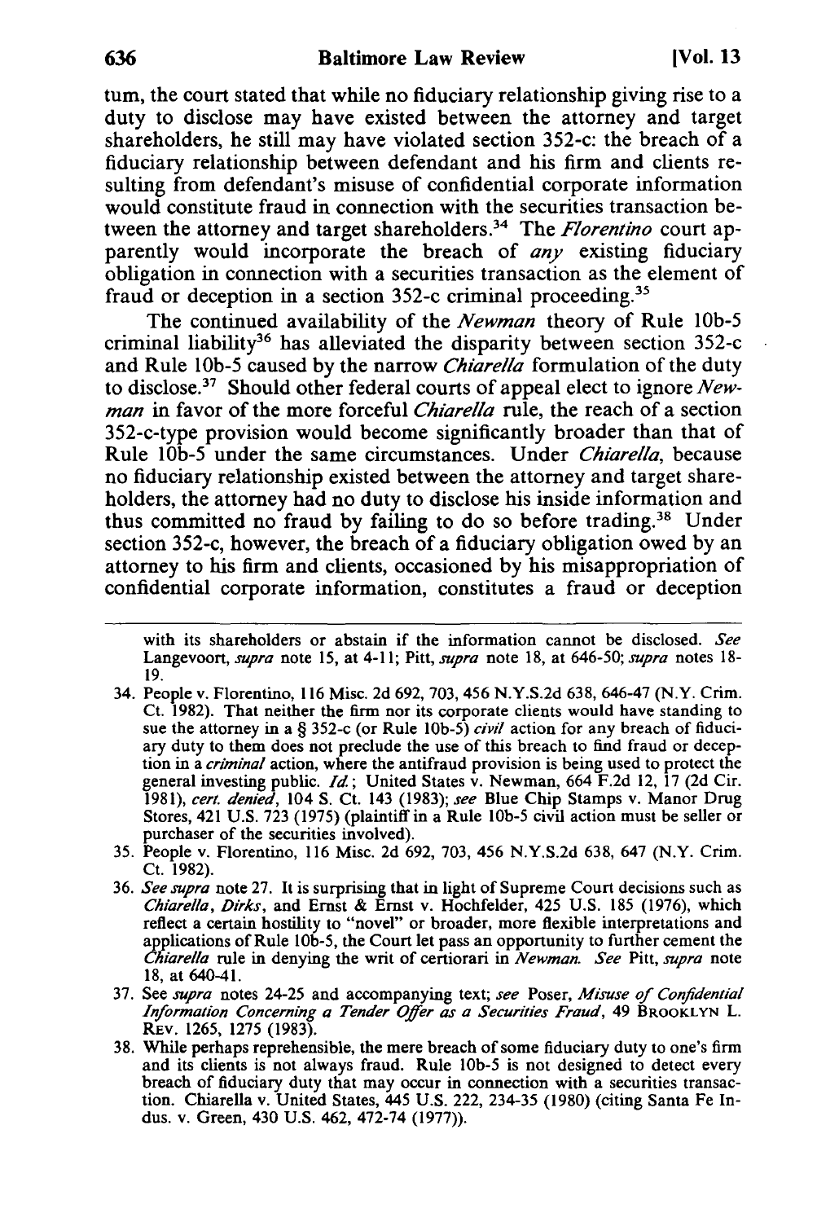tum, the court stated that while no fiduciary relationship giving rise to a duty to disclose may have existed between the attorney and target shareholders, he still may have violated section 352-c: the breach of a fiduciary relationship between defendant and his firm and clients resulting from defendant's misuse of confidential corporate information would constitute fraud in connection with the securities transaction between the attorney and target shareholders.[34] The *Florentino* court apparently would incorporate the breach of *any* existing fiduciary obligation in connection with a securities transaction as the element of fraud or deception in a section 352-c criminal proceeding.[35]

The continued availability of the *Newman* theory of Rule 10b-5 criminal liability[36] has alleviated the disparity between section 352-c and Rule 10b-5 caused by the narrow *Chiarella* formulation of the duty to disclose.[37] Should other federal courts of appeal elect to ignore *Newman* in favor of the more forceful *Chiarella* rule, the reach of a section 352-c-type provision would become significantly broader than that of Rule 10b-5 under the same circumstances. Under *Chiarella*, because no fiduciary relationship existed between the attorney and target shareholders, the attorney had no duty to disclose his inside information and thus committed no fraud by failing to do so before trading.[38] Under section 352-c, however, the breach of a fiduciary obligation owed by an attorney to his firm and clients, occasioned by his misappropriation of confidential corporate information, constitutes a fraud or deception

---

with its shareholders or abstain if the information cannot be disclosed. *See* Langevoort, *supra* note 15, at 4-11; Pitt, *supra* note 18, at 646-50; *supra* notes 18-19.

34. People v. Florentino, 116 Misc. 2d 692, 703, 456 N.Y.S.2d 638, 646-47 (N.Y. Crim. Ct. 1982). That neither the firm nor its corporate clients would have standing to sue the attorney in a § 352-c (or Rule 10b-5) *civil* action for any breach of fiduciary duty to them does not preclude the use of this breach to find fraud or deception in a *criminal* action, where the antifraud provision is being used to protect the general investing public. *Id.*; United States v. Newman, 664 F.2d 12, 17 (2d Cir. 1981), *cert. denied*, 104 S. Ct. 143 (1983); *see* Blue Chip Stamps v. Manor Drug Stores, 421 U.S. 723 (1975) (plaintiff in a Rule 10b-5 civil action must be seller or purchaser of the securities involved).

35. People v. Florentino, 116 Misc. 2d 692, 703, 456 N.Y.S.2d 638, 647 (N.Y. Crim. Ct. 1982).

36. *See supra* note 27. It is surprising that in light of Supreme Court decisions such as *Chiarella*, *Dirks*, and Ernst & Ernst v. Hochfelder, 425 U.S. 185 (1976), which reflect a certain hostility to "novel" or broader, more flexible interpretations and applications of Rule 10b-5, the Court let pass an opportunity to further cement the *Chiarella* rule in denying the writ of certiorari in *Newman*. *See* Pitt, *supra* note 18, at 640-41.

37. See *supra* notes 24-25 and accompanying text; *see* Poser, *Misuse of Confidential Information Concerning a Tender Offer as a Securities Fraud*, 49 BROOKLYN L. REV. 1265, 1275 (1983).

38. While perhaps reprehensible, the mere breach of some fiduciary duty to one's firm and its clients is not always fraud. Rule 10b-5 is not designed to detect every breach of fiduciary duty that may occur in connection with a securities transaction. Chiarella v. United States, 445 U.S. 222, 234-35 (1980) (citing Santa Fe Indus. v. Green, 430 U.S. 462, 472-74 (1977)).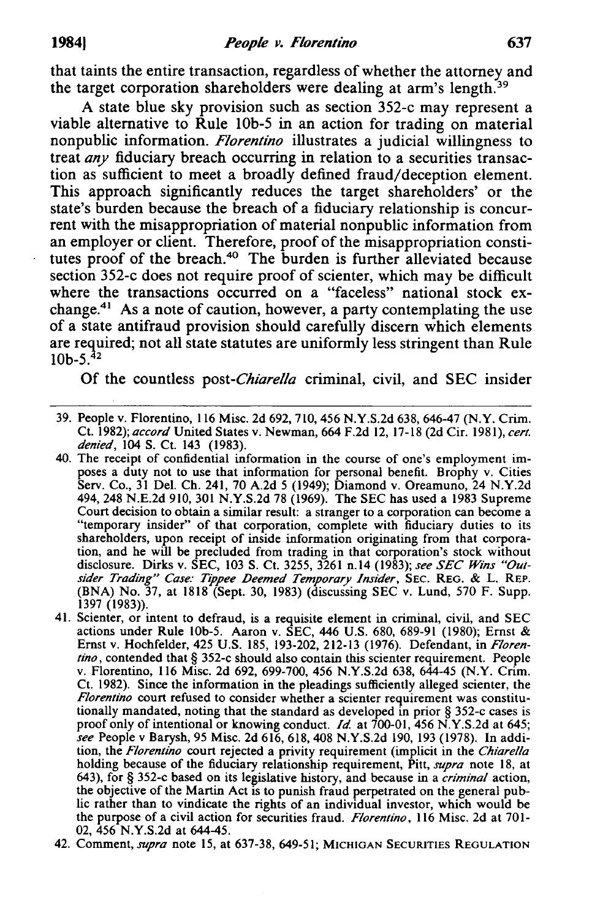that taints the entire transaction, regardless of whether the attorney and the target corporation shareholders were dealing at arm's length.[39]

A state blue sky provision such as section 352-c may represent a viable alternative to Rule 10b-5 in an action for trading on material nonpublic information. *Florentino* illustrates a judicial willingness to treat *any* fiduciary breach occurring in relation to a securities transaction as sufficient to meet a broadly defined fraud/deception element. This approach significantly reduces the target shareholders' or the state's burden because the breach of a fiduciary relationship is concurrent with the misappropriation of material nonpublic information from an employer or client. Therefore, proof of the misappropriation constitutes proof of the breach.[40] The burden is further alleviated because section 352-c does not require proof of scienter, which may be difficult where the transactions occurred on a "faceless" national stock exchange.[41] As a note of caution, however, a party contemplating the use of a state antifraud provision should carefully discern which elements are required; not all state statutes are uniformly less stringent than Rule 10b-5.[42]

Of the countless post-*Chiarella* criminal, civil, and SEC insider

---

39. People v. Florentino, 116 Misc. 2d 692, 710, 456 N.Y.S.2d 638, 646-47 (N.Y. Crim. Ct. 1982); *accord* United States v. Newman, 664 F.2d 12, 17-18 (2d Cir. 1981), *cert. denied*, 104 S. Ct. 143 (1983).

40. The receipt of confidential information in the course of one's employment imposes a duty not to use that information for personal benefit. Brophy v. Cities Serv. Co., 31 Del. Ch. 241, 70 A.2d 5 (1949); Diamond v. Oreamuno, 24 N.Y.2d 494, 248 N.E.2d 910, 301 N.Y.S.2d 78 (1969). The SEC has used a 1983 Supreme Court decision to obtain a similar result: a stranger to a corporation can become a "temporary insider" of that corporation, complete with fiduciary duties to its shareholders, upon receipt of inside information originating from that corporation, and he will be precluded from trading in that corporation's stock without disclosure. Dirks v. SEC, 103 S. Ct. 3255, 3261 n.14 (1983); *see SEC Wins "Outsider Trading" Case: Tippee Deemed Temporary Insider*, SEC. REG. & L. REP. (BNA) No. 37, at 1818 (Sept. 30, 1983) (discussing SEC v. Lund, 570 F. Supp. 1397 (1983)).

41. Scienter, or intent to defraud, is a requisite element in criminal, civil, and SEC actions under Rule 10b-5. Aaron v. SEC, 446 U.S. 680, 689-91 (1980); Ernst & Ernst v. Hochfelder, 425 U.S. 185, 193-202, 212-13 (1976). Defendant, in *Florentino*, contended that § 352-c should also contain this scienter requirement. People v. Florentino, 116 Misc. 2d 692, 699-700, 456 N.Y.S.2d 638, 644-45 (N.Y. Crim. Ct. 1982). Since the information in the pleadings sufficiently alleged scienter, the *Florentino* court refused to consider whether a scienter requirement was constitutionally mandated, noting that the standard as developed in prior § 352-c cases is proof only of intentional or knowing conduct. *Id.* at 700-01, 456 N.Y.S.2d at 645; *see* People v Barysh, 95 Misc. 2d 616, 618, 408 N.Y.S.2d 190, 193 (1978). In addition, the *Florentino* court rejected a privity requirement (implicit in the *Chiarella* holding because of the fiduciary relationship requirement, Pitt, *supra* note 18, at 643), for § 352-c based on its legislative history, and because in a *criminal* action, the objective of the Martin Act is to punish fraud perpetrated on the general public rather than to vindicate the rights of an individual investor, which would be the purpose of a civil action for securities fraud. *Florentino*, 116 Misc. 2d at 701-02, 456 N.Y.S.2d at 644-45.

42. Comment, *supra* note 15, at 637-38, 649-51; MICHIGAN SECURITIES REGULATION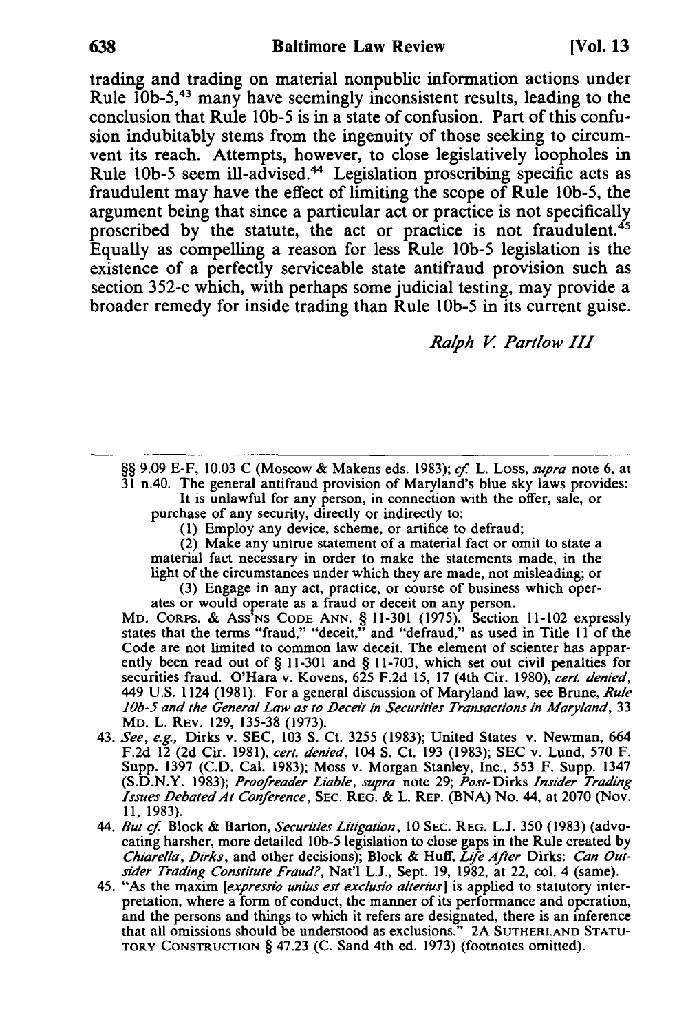trading and trading on material nonpublic information actions under Rule 10b-5,[43] many have seemingly inconsistent results, leading to the conclusion that Rule 10b-5 is in a state of confusion. Part of this confusion indubitably stems from the ingenuity of those seeking to circumvent its reach. Attempts, however, to close legislatively loopholes in Rule 10b-5 seem ill-advised.[44] Legislation proscribing specific acts as fraudulent may have the effect of limiting the scope of Rule 10b-5, the argument being that since a particular act or practice is not specifically proscribed by the statute, the act or practice is not fraudulent.[45] Equally as compelling a reason for less Rule 10b-5 legislation is the existence of a perfectly serviceable state antifraud provision such as section 352-c which, with perhaps some judicial testing, may provide a broader remedy for inside trading than Rule 10b-5 in its current guise.

*Ralph V. Partlow III*

---

§§ 9.09 E-F, 10.03 C (Moscow & Makens eds. 1983); *cf.* L. Loss, *supra* note 6, at 31 n.40. The general antifraud provision of Maryland's blue sky laws provides:

> It is unlawful for any person, in connection with the offer, sale, or purchase of any security, directly or indirectly to:
>
> (1) Employ any device, scheme, or artifice to defraud;
>
> (2) Make any untrue statement of a material fact or omit to state a material fact necessary in order to make the statements made, in the light of the circumstances under which they are made, not misleading; or
>
> (3) Engage in any act, practice, or course of business which operates or would operate as a fraud or deceit on any person.

MD. CORPS. & ASS'NS CODE ANN. § 11-301 (1975). Section 11-102 expressly states that the terms "fraud," "deceit," and "defraud," as used in Title 11 of the Code are not limited to common law deceit. The element of scienter has apparently been read out of § 11-301 and § 11-703, which set out civil penalties for securities fraud. O'Hara v. Kovens, 625 F.2d 15, 17 (4th Cir. 1980), *cert. denied*, 449 U.S. 1124 (1981). For a general discussion of Maryland law, see Brune, *Rule 10b-5 and the General Law as to Deceit in Securities Transactions in Maryland*, 33 MD. L. REV. 129, 135-38 (1973).

43. *See, e.g.,* Dirks v. SEC, 103 S. Ct. 3255 (1983); United States v. Newman, 664 F.2d 12 (2d Cir. 1981), *cert. denied*, 104 S. Ct. 193 (1983); SEC v. Lund, 570 F. Supp. 1397 (C.D. Cal. 1983); Moss v. Morgan Stanley, Inc., 553 F. Supp. 1347 (S.D.N.Y. 1983); *Proofreader Liable*, *supra* note 29; *Post-* Dirks *Insider Trading Issues Debated At Conference*, SEC. REG. & L. REP. (BNA) No. 44, at 2070 (Nov. 11, 1983).

44. *But cf.* Block & Barton, *Securities Litigation*, 10 SEC. REG. L.J. 350 (1983) (advocating harsher, more detailed 10b-5 legislation to close gaps in the Rule created by *Chiarella*, *Dirks*, and other decisions); Block & Huff, *Life After* Dirks: *Can Outsider Trading Constitute Fraud?*, Nat'l L.J., Sept. 19, 1982, at 22, col. 4 (same).

45. "As the maxim [*expressio unius est exclusio alterius*] is applied to statutory interpretation, where a form of conduct, the manner of its performance and operation, and the persons and things to which it refers are designated, there is an inference that all omissions should be understood as exclusions." 2A SUTHERLAND STATUTORY CONSTRUCTION § 47.23 (C. Sand 4th ed. 1973) (footnotes omitted).